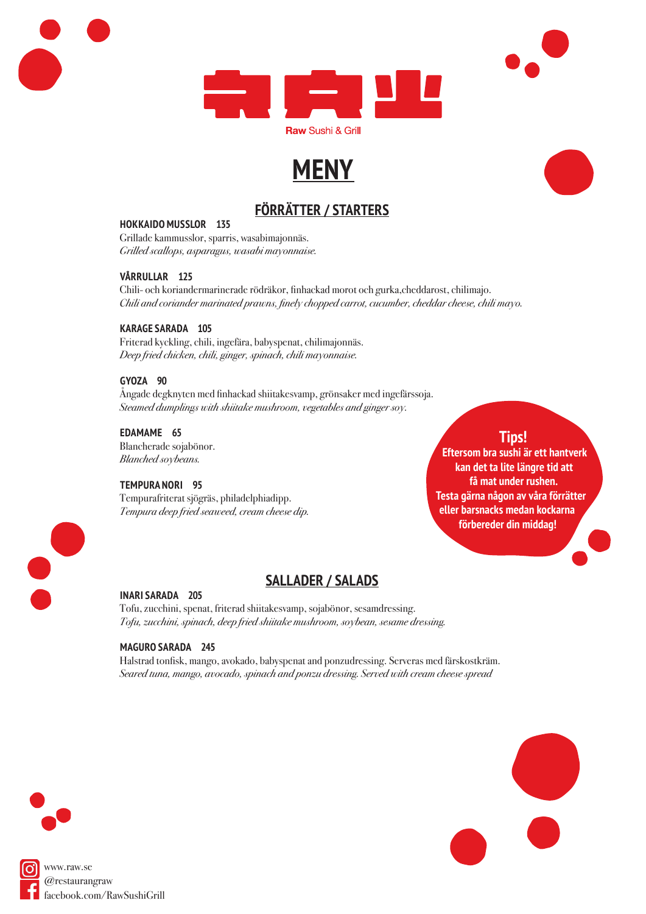**Raw** Sushi & Grill

# MENY

## FÖRRÄTTER / STARTERS

**HOKKAIDO MUSSLOR 135**
Grillade kammusslor, sparris, wasabimajonnäs.
*Grilled scallops, asparagus, wasabi mayonnaise.*

**VÅRRULLAR 125**
Chili- och koriandermarinerade rödräkor, finhackad morot och gurka,cheddarost, chilimajo.
*Chili and coriander marinated prawns, finely chopped carrot, cucumber, cheddar cheese, chili mayo.*

**KARAGE SARADA 105**
Friterad kyckling, chili, ingefära, babyspenat, chilimajonnäs.
*Deep fried chicken, chili, ginger, spinach, chili mayonnaise.*

**GYOZA 90**
Ångade degknyten med finhackad shiitakesvamp, grönsaker med ingefärssoja.
*Steamed dumplings with shiitake mushroom, vegetables and ginger soy.*

**EDAMAME 65**
Blancherade sojabönor.
*Blanched soybeans.*

**TEMPURA NORI 95**
Tempurafriterat sjögräs, philadelphiadipp.
*Tempura deep fried seaweed, cream cheese dip.*

**Tips!**
**Eftersom bra sushi är ett hantverk kan det ta lite längre tid att få mat under rushen. Testa gärna någon av våra förrätter eller barsnacks medan kockarna förbereder din middag!**

## SALLADER / SALADS

**INARI SARADA 205**
Tofu, zucchini, spenat, friterad shiitakesvamp, sojabönor, sesamdressing.
*Tofu, zucchini, spinach, deep fried shiitake mushroom, soybean, sesame dressing.*

**MAGURO SARADA 245**
Halstrad tonfisk, mango, avokado, babyspenat and ponzudressing. Serveras med färskostkräm.
*Seared tuna, mango, avocado, spinach and ponzu dressing. Served with cream cheese spread*

www.raw.se
@restaurangraw
facebook.com/RawSushiGrill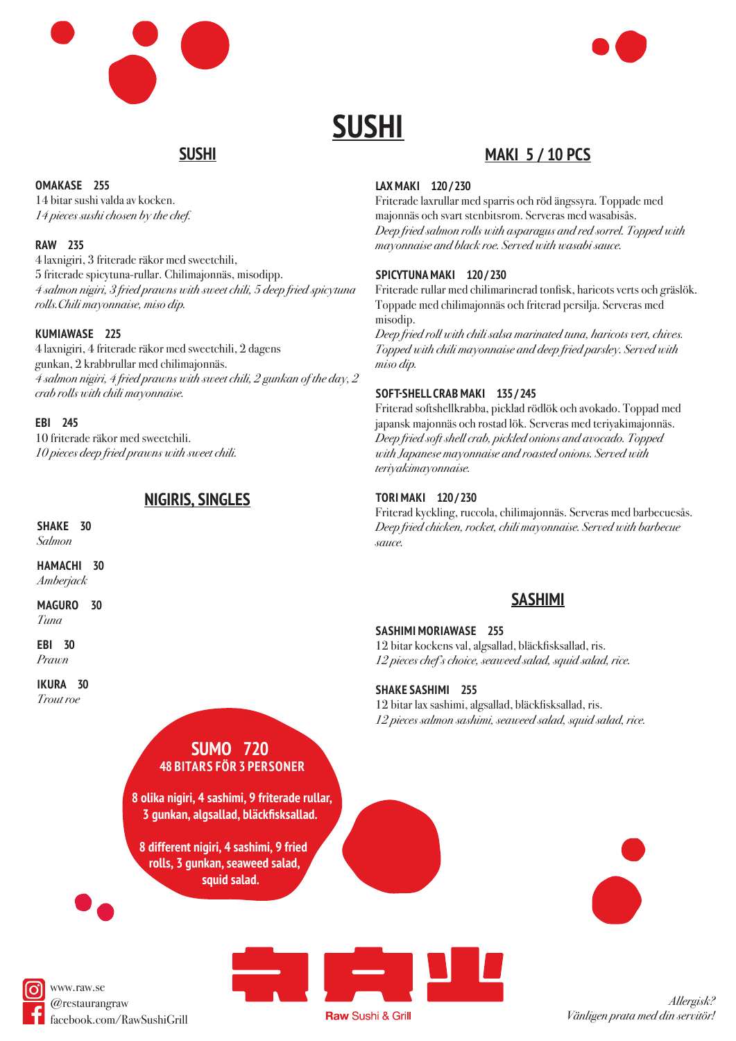# SUSHI

## SUSHI

**OMAKASE 255**
14 bitar sushi valda av kocken.
*14 pieces sushi chosen by the chef.*

**RAW 235**
4 laxnigiri, 3 friterade räkor med sweetchili,
5 friterade spicytuna-rullar. Chilimajonnäs, misodipp.
*4 salmon nigiri, 3 fried prawns with sweet chili, 5 deep fried spicytuna rolls.Chili mayonnaise, miso dip.*

**KUMIAWASE 225**
4 laxnigiri, 4 friterade räkor med sweetchili, 2 dagens gunkan, 2 krabbrullar med chilimajonnäs.
*4 salmon nigiri, 4 fried prawns with sweet chili, 2 gunkan of the day, 2 crab rolls with chili mayonnaise.*

**EBI 245**
10 friterade räkor med sweetchili.
*10 pieces deep fried prawns with sweet chili.*

## NIGIRIS, SINGLES

**SHAKE 30**
*Salmon*

**HAMACHI 30**
*Amberjack*

**MAGURO 30**
*Tuna*

**EBI 30**
*Prawn*

**IKURA 30**
*Trout roe*

**SUMO 720**
**48 BITAR FÖR 3 PERSONER**

**8 olika nigiri, 4 sashimi, 9 friterade rullar, 3 gunkan, algsallad, bläckfisksallad.**

**8 different nigiri, 4 sashimi, 9 fried rolls, 3 gunkan, seaweed salad, squid salad.**

## MAKI 5 / 10 PCS

**LAX MAKI 120 / 230**
Friterade laxrullar med sparris och röd ängssyra. Toppade med majonnäs och svart stenbitsrom. Serveras med wasabisås.
*Deep fried salmon rolls with asparagus and red sorrel. Topped with mayonnaise and black roe. Served with wasabi sauce.*

**SPICYTUNA MAKI 120 / 230**
Friterade rullar med chilimarinerad tonfisk, haricots verts och gräslök. Toppade med chilimajonnäs och friterad persilja. Serveras med misodip.
*Deep fried roll with chili salsa marinated tuna, haricots vert, chives. Topped with chili mayonnaise and deep fried parsley. Served with miso dip.*

**SOFT-SHELL CRAB MAKI 135 / 245**
Friterad softshellkrabba, picklad rödlök och avokado. Toppad med japansk majonnäs och rostad lök. Serveras med teriyakimajonnäs.
*Deep fried soft shell crab, pickled onions and avocado. Topped with Japanese mayonnaise and roasted onions. Served with teriyakimayonnaise.*

**TORI MAKI 120 / 230**
Friterad kyckling, ruccola, chilimajonnäs. Serveras med barbecuesås.
*Deep fried chicken, rocket, chili mayonnaise. Served with barbecue sauce.*

## SASHIMI

**SASHIMI MORIAWASE 255**
12 bitar kockens val, algsallad, bläckfisksallad, ris.
*12 pieces chef's choice, seaweed salad, squid salad, rice.*

**SHAKE SASHIMI 255**
12 bitar lax sashimi, algsallad, bläckfisksallad, ris.
*12 pieces salmon sashimi, seaweed salad, squid salad, rice.*

www.raw.se
@restaurangraw
facebook.com/RawSushiGrill

Raw Sushi & Grill

*Allergisk?*
*Vänligen prata med din servitör!*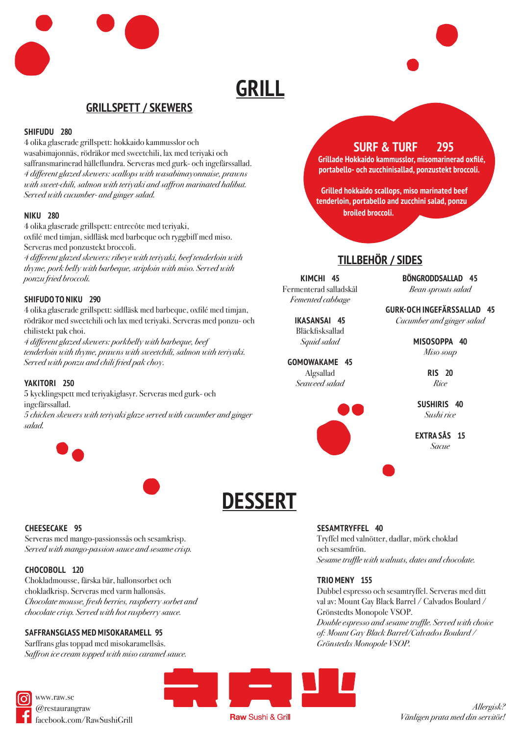# GRILL

## GRILLSPETT / SKEWERS

**SHIFUDU 280**
4 olika glaserade grillspett: hokkaido kammusslor och wasabimajonnäs, rödräkor med sweetchili, lax med teriyaki och saffransmarinerad hälleflundra. Serveras med gurk- och ingefärssallad.
*4 different glazed skewers: scallops with wasabimayonnaise, prawns with sweet-chili, salmon with teriyaki and saffron marinated halibut. Served with cucumber- and ginger salad.*

**NIKU 280**
4 olika glaserade grillspett: entrecôte med teriyaki, oxfilé med timjan, sidfläsk med barbeque och ryggbiff med miso. Serveras med ponzustekt broccoli.
*4 different glazed skewers: ribeye with teriyaki, beef tenderloin with thyme, pork belly with barbeque, striploin with miso. Served with ponzu fried broccoli.*

**SHIFUDO TO NIKU 290**
4 olika glaserade grillspett: sidfläsk med barbeque, oxfilé med timjan, rödräkor med sweetchili och lax med teriyaki. Serveras med ponzu- och chilistekt pak choi.
*4 different glazed skewers: porkbelly with barbeque, beef tenderloin with thyme, prawns with sweetchili, salmon with teriyaki. Served with ponzu and chili fried pak choy.*

**YAKITORI 250**
5 kycklingspett med teriyakiglasyr. Serveras med gurk- och ingefärssallad.
*5 chicken skewers with teriyaki glaze served with cucumber and ginger salad.*

**SURF & TURF 295**
**Grillade Hokkaido kammusslor, misomarinerad oxfilé, portabello- och zucchinisallad, ponzustekt broccoli.**

**Grilled hokkaido scallops, miso marinated beef tenderloin, portabello and zucchini salad, ponzu broiled broccoli.**

## TILLBEHÖR / SIDES

**KIMCHI 45**
Fermenterad salladskål
*Femented cabbage*

**IKASANSAI 45**
Bläckfisksallad
*Squid salad*

**GOMOWAKAME 45**
Algsallad
*Seaweed salad*

**BÖNGRODDSALLAD 45**
*Bean sprouts salad*

**GURK-OCH INGEFÄRSSALLAD 45**
*Cucumber and ginger salad*

**MISOSOPPA 40**
*Miso soup*

**RIS 20**
*Rice*

**SUSHIRIS 40**
*Sushi rice*

**EXTRA SÅS 15**
*Sacue*

# DESSERT

**CHEESECAKE 95**
Serveras med mango-passionssås och sesamkrisp.
*Served with mango-passion sauce and sesame crisp.*

**CHOCOBOLL 120**
Chokladmousse, färska bär, hallonsorbet och chokladkrisp. Serveras med varm hallonsås.
*Chocolate mousse, fresh berries, raspberry sorbet and chocolate crisp. Served with hot raspberry sauce.*

**SAFFRANSGLASS MED MISOKARAMELL 95**
Sarffrans glas toppad med misokaramellsås.
*Saffron ice cream topped with miso caramel sauce.*

**SESAMTRYFFEL 40**
Tryffel med valnötter, dadlar, mörk choklad och sesamfrön.
*Sesame truffle with walnuts, dates and chocolate.*

**TRIO MENY 155**
Dubbel espresso och sesamtryffel. Serveras med ditt val av: Mount Gay Black Barrel / Calvados Boulard / Grönstedts Monopole VSOP.
*Double espresso and sesame truffle. Served with choice of: Mount Gay Black Barrel/Calvados Boulard / Grönstedts Monopole VSOP.*

www.raw.se
@restaurangraw
facebook.com/RawSushiGrill

**Raw** Sushi & Grill

*Allergisk?*
*Vänligen prata med din servitör!*